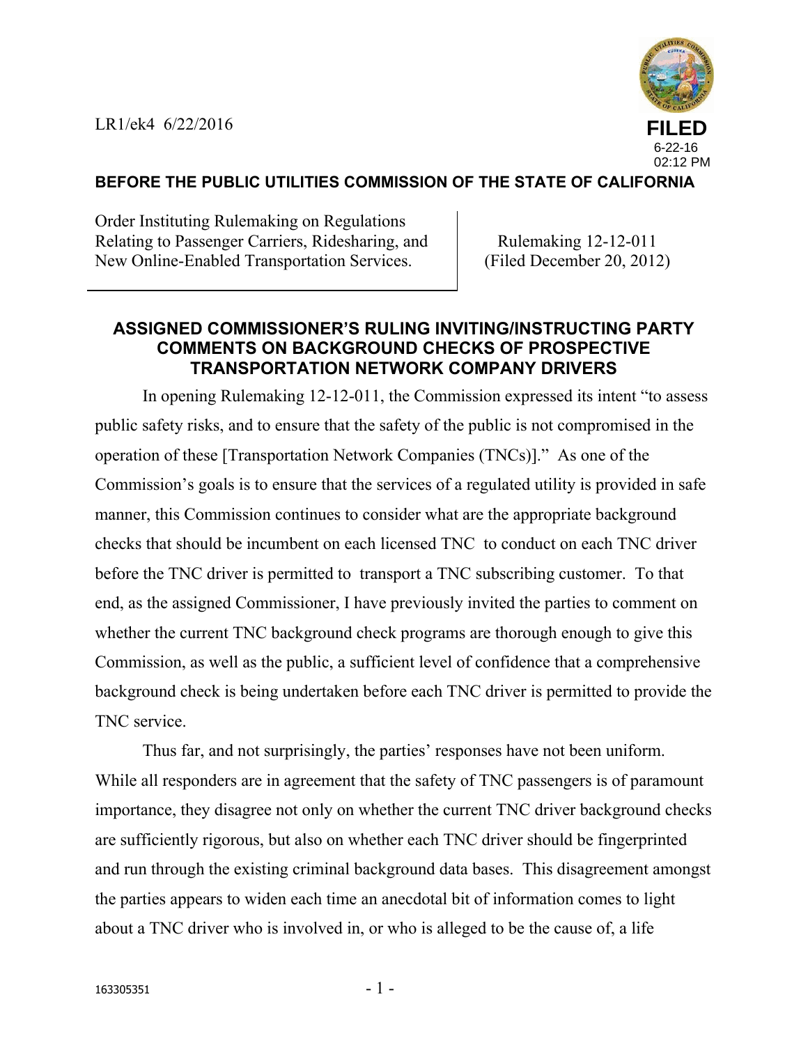LR1/ek4 6/22/2016

**FILED**
6-22-16
02:12 PM

**BEFORE THE PUBLIC UTILITIES COMMISSION OF THE STATE OF CALIFORNIA**

| Order Instituting Rulemaking on Regulations Relating to Passenger Carriers, Ridesharing, and New Online-Enabled Transportation Services. | Rulemaking 12-12-011 (Filed December 20, 2012) |
|---|---|

## ASSIGNED COMMISSIONER'S RULING INVITING/INSTRUCTING PARTY COMMENTS ON BACKGROUND CHECKS OF PROSPECTIVE TRANSPORTATION NETWORK COMPANY DRIVERS

In opening Rulemaking 12-12-011, the Commission expressed its intent "to assess public safety risks, and to ensure that the safety of the public is not compromised in the operation of these [Transportation Network Companies (TNCs)]." As one of the Commission's goals is to ensure that the services of a regulated utility is provided in safe manner, this Commission continues to consider what are the appropriate background checks that should be incumbent on each licensed TNC to conduct on each TNC driver before the TNC driver is permitted to transport a TNC subscribing customer. To that end, as the assigned Commissioner, I have previously invited the parties to comment on whether the current TNC background check programs are thorough enough to give this Commission, as well as the public, a sufficient level of confidence that a comprehensive background check is being undertaken before each TNC driver is permitted to provide the TNC service.

Thus far, and not surprisingly, the parties' responses have not been uniform. While all responders are in agreement that the safety of TNC passengers is of paramount importance, they disagree not only on whether the current TNC driver background checks are sufficiently rigorous, but also on whether each TNC driver should be fingerprinted and run through the existing criminal background data bases. This disagreement amongst the parties appears to widen each time an anecdotal bit of information comes to light about a TNC driver who is involved in, or who is alleged to be the cause of, a life

163305351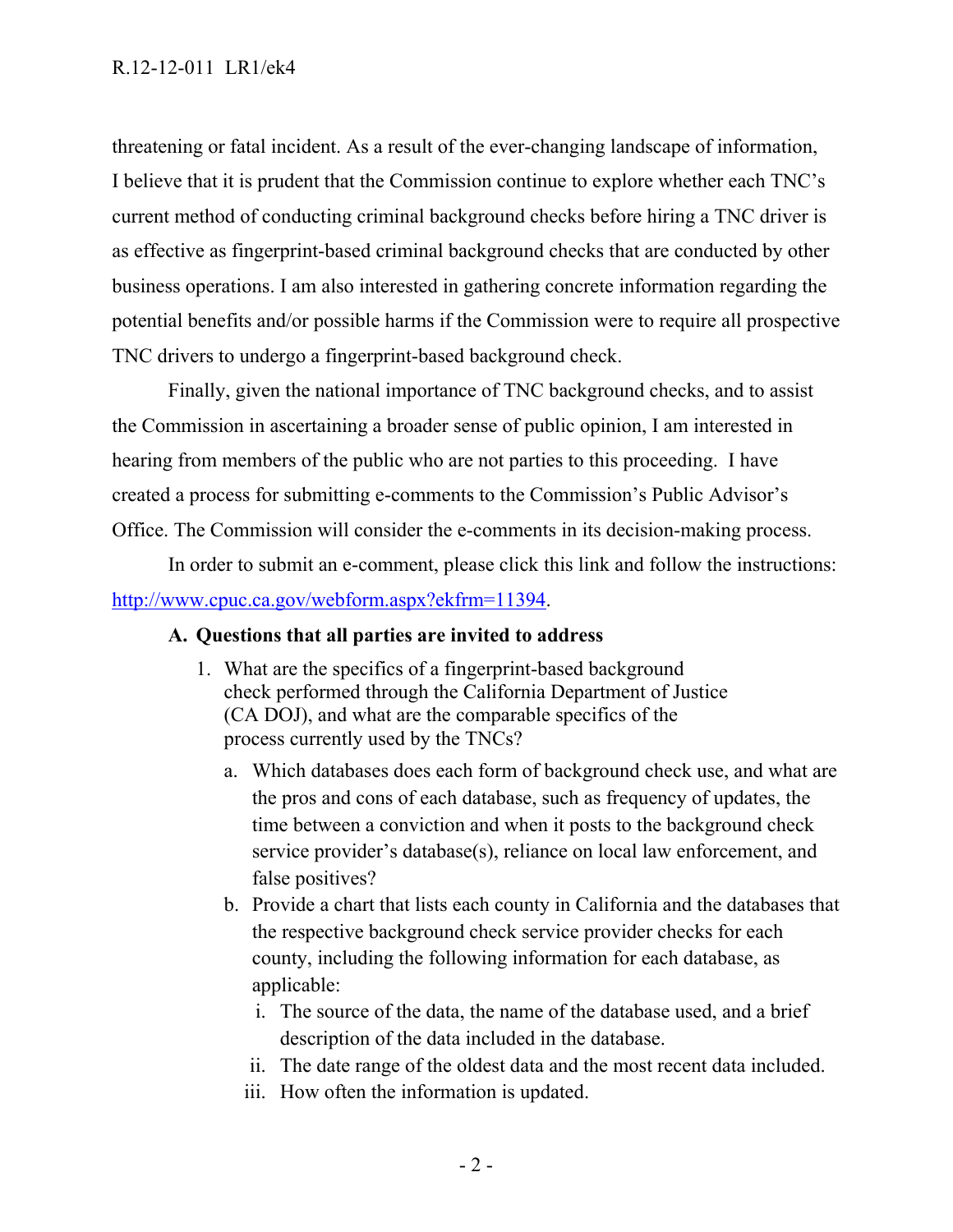threatening or fatal incident. As a result of the ever-changing landscape of information, I believe that it is prudent that the Commission continue to explore whether each TNC's current method of conducting criminal background checks before hiring a TNC driver is as effective as fingerprint-based criminal background checks that are conducted by other business operations. I am also interested in gathering concrete information regarding the potential benefits and/or possible harms if the Commission were to require all prospective TNC drivers to undergo a fingerprint-based background check.

Finally, given the national importance of TNC background checks, and to assist the Commission in ascertaining a broader sense of public opinion, I am interested in hearing from members of the public who are not parties to this proceeding. I have created a process for submitting e-comments to the Commission's Public Advisor's Office. The Commission will consider the e-comments in its decision-making process.

In order to submit an e-comment, please click this link and follow the instructions: [http://www.cpuc.ca.gov/webform.aspx?ekfrm=11394](http://www.cpuc.ca.gov/webform.aspx?ekfrm=11394).

### A. Questions that all parties are invited to address

1. What are the specifics of a fingerprint-based background check performed through the California Department of Justice (CA DOJ), and what are the comparable specifics of the process currently used by the TNCs?
   a. Which databases does each form of background check use, and what are the pros and cons of each database, such as frequency of updates, the time between a conviction and when it posts to the background check service provider's database(s), reliance on local law enforcement, and false positives?
   b. Provide a chart that lists each county in California and the databases that the respective background check service provider checks for each county, including the following information for each database, as applicable:
      i. The source of the data, the name of the database used, and a brief description of the data included in the database.
      ii. The date range of the oldest data and the most recent data included.
      iii. How often the information is updated.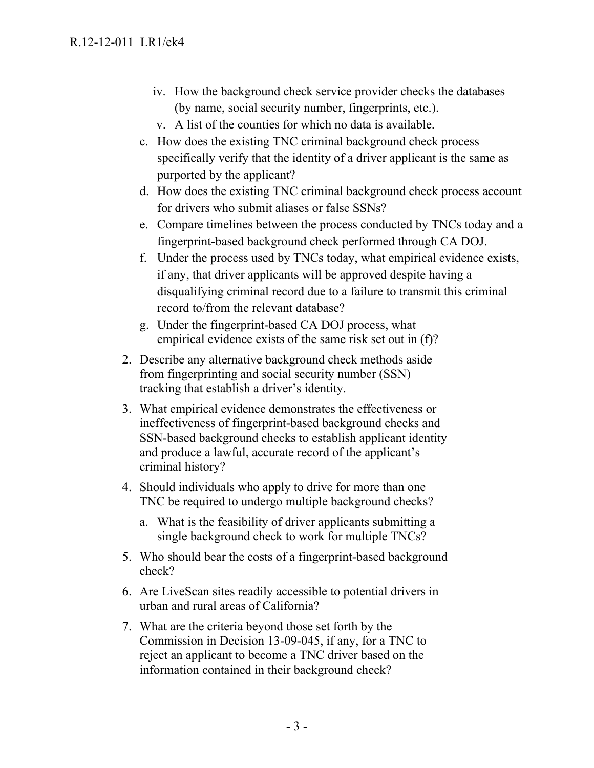iv. How the background check service provider checks the databases (by name, social security number, fingerprints, etc.).
   v. A list of the counties for which no data is available.
   
   c. How does the existing TNC criminal background check process specifically verify that the identity of a driver applicant is the same as purported by the applicant?
   d. How does the existing TNC criminal background check process account for drivers who submit aliases or false SSNs?
   e. Compare timelines between the process conducted by TNCs today and a fingerprint-based background check performed through CA DOJ.
   f. Under the process used by TNCs today, what empirical evidence exists, if any, that driver applicants will be approved despite having a disqualifying criminal record due to a failure to transmit this criminal record to/from the relevant database?
   g. Under the fingerprint-based CA DOJ process, what empirical evidence exists of the same risk set out in (f)?

2. Describe any alternative background check methods aside from fingerprinting and social security number (SSN) tracking that establish a driver's identity.

3. What empirical evidence demonstrates the effectiveness or ineffectiveness of fingerprint-based background checks and SSN-based background checks to establish applicant identity and produce a lawful, accurate record of the applicant's criminal history?

4. Should individuals who apply to drive for more than one TNC be required to undergo multiple background checks?

   a. What is the feasibility of driver applicants submitting a single background check to work for multiple TNCs?

5. Who should bear the costs of a fingerprint-based background check?

6. Are LiveScan sites readily accessible to potential drivers in urban and rural areas of California?

7. What are the criteria beyond those set forth by the Commission in Decision 13-09-045, if any, for a TNC to reject an applicant to become a TNC driver based on the information contained in their background check?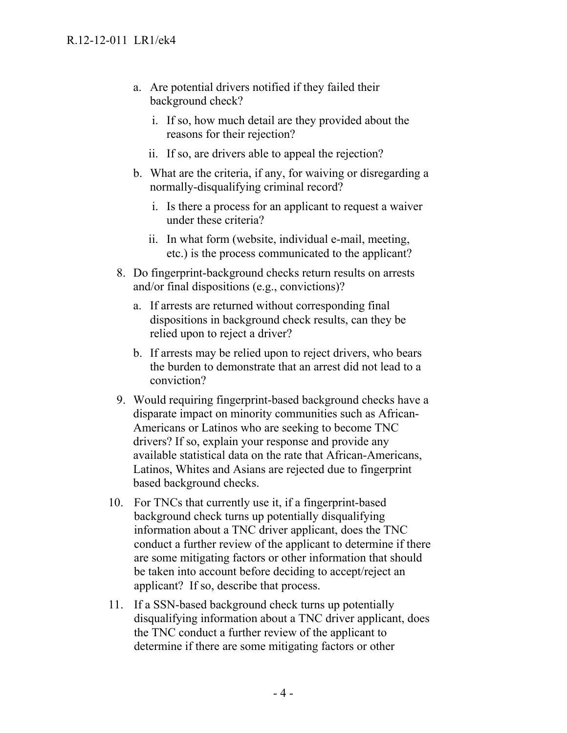a. Are potential drivers notified if they failed their background check?

   i. If so, how much detail are they provided about the reasons for their rejection?

   ii. If so, are drivers able to appeal the rejection?

b. What are the criteria, if any, for waiving or disregarding a normally-disqualifying criminal record?

   i. Is there a process for an applicant to request a waiver under these criteria?

   ii. In what form (website, individual e-mail, meeting, etc.) is the process communicated to the applicant?

8. Do fingerprint-background checks return results on arrests and/or final dispositions (e.g., convictions)?

   a. If arrests are returned without corresponding final dispositions in background check results, can they be relied upon to reject a driver?

   b. If arrests may be relied upon to reject drivers, who bears the burden to demonstrate that an arrest did not lead to a conviction?

9. Would requiring fingerprint-based background checks have a disparate impact on minority communities such as African-Americans or Latinos who are seeking to become TNC drivers? If so, explain your response and provide any available statistical data on the rate that African-Americans, Latinos, Whites and Asians are rejected due to fingerprint based background checks.

10. For TNCs that currently use it, if a fingerprint-based background check turns up potentially disqualifying information about a TNC driver applicant, does the TNC conduct a further review of the applicant to determine if there are some mitigating factors or other information that should be taken into account before deciding to accept/reject an applicant? If so, describe that process.

11. If a SSN-based background check turns up potentially disqualifying information about a TNC driver applicant, does the TNC conduct a further review of the applicant to determine if there are some mitigating factors or other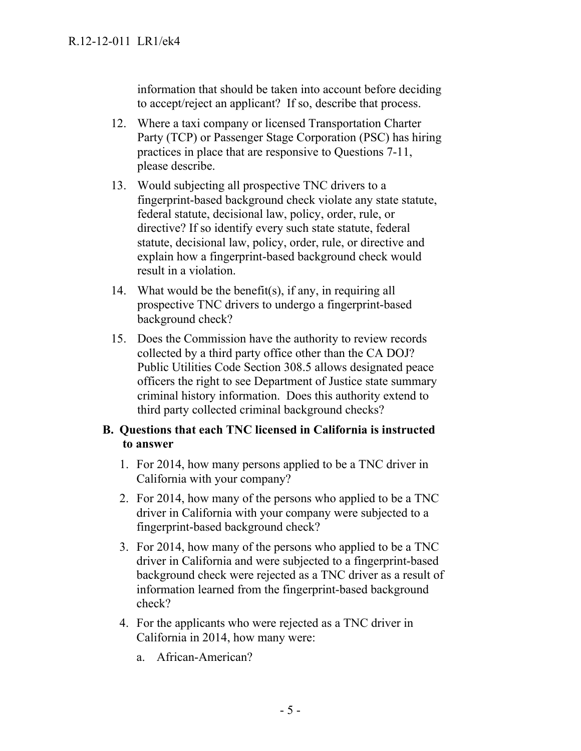information that should be taken into account before deciding to accept/reject an applicant? If so, describe that process.

12. Where a taxi company or licensed Transportation Charter Party (TCP) or Passenger Stage Corporation (PSC) has hiring practices in place that are responsive to Questions 7-11, please describe.

13. Would subjecting all prospective TNC drivers to a fingerprint-based background check violate any state statute, federal statute, decisional law, policy, order, rule, or directive? If so identify every such state statute, federal statute, decisional law, policy, order, rule, or directive and explain how a fingerprint-based background check would result in a violation.

14. What would be the benefit(s), if any, in requiring all prospective TNC drivers to undergo a fingerprint-based background check?

15. Does the Commission have the authority to review records collected by a third party office other than the CA DOJ? Public Utilities Code Section 308.5 allows designated peace officers the right to see Department of Justice state summary criminal history information. Does this authority extend to third party collected criminal background checks?

### B. Questions that each TNC licensed in California is instructed to answer

1. For 2014, how many persons applied to be a TNC driver in California with your company?

2. For 2014, how many of the persons who applied to be a TNC driver in California with your company were subjected to a fingerprint-based background check?

3. For 2014, how many of the persons who applied to be a TNC driver in California and were subjected to a fingerprint-based background check were rejected as a TNC driver as a result of information learned from the fingerprint-based background check?

4. For the applicants who were rejected as a TNC driver in California in 2014, how many were:

   a. African-American?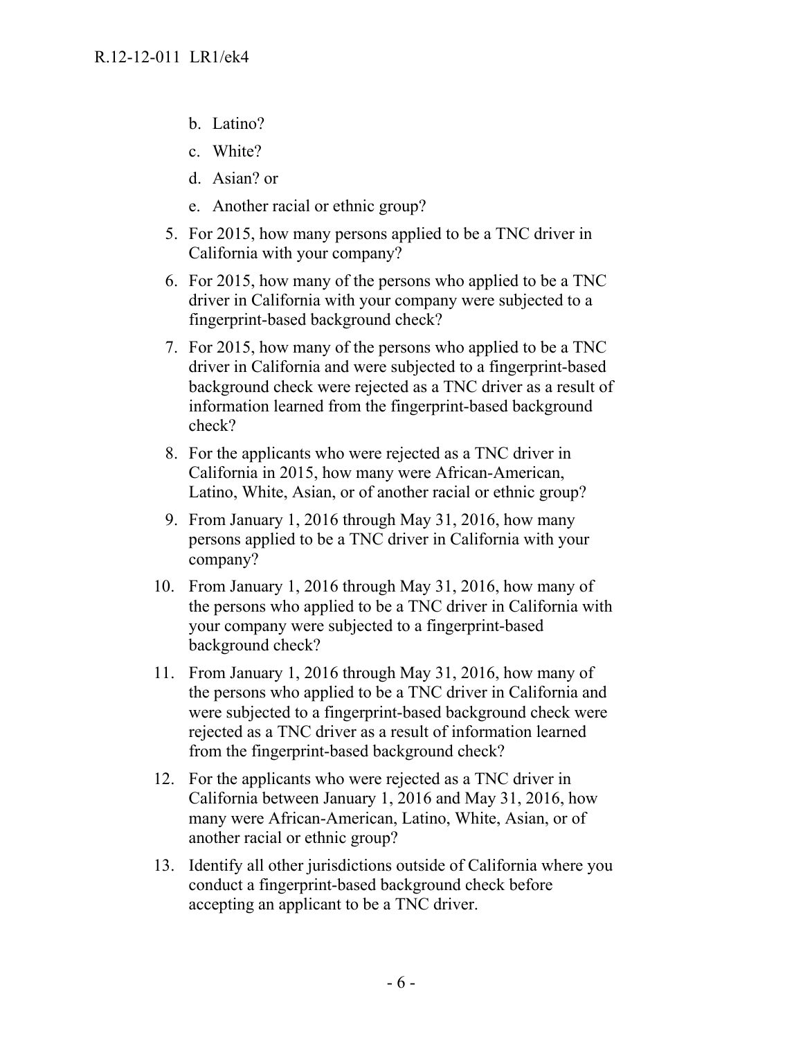b. Latino?
   c. White?
   d. Asian? or
   e. Another racial or ethnic group?

5. For 2015, how many persons applied to be a TNC driver in California with your company?
6. For 2015, how many of the persons who applied to be a TNC driver in California with your company were subjected to a fingerprint-based background check?
7. For 2015, how many of the persons who applied to be a TNC driver in California and were subjected to a fingerprint-based background check were rejected as a TNC driver as a result of information learned from the fingerprint-based background check?
8. For the applicants who were rejected as a TNC driver in California in 2015, how many were African-American, Latino, White, Asian, or of another racial or ethnic group?
9. From January 1, 2016 through May 31, 2016, how many persons applied to be a TNC driver in California with your company?
10. From January 1, 2016 through May 31, 2016, how many of the persons who applied to be a TNC driver in California with your company were subjected to a fingerprint-based background check?
11. From January 1, 2016 through May 31, 2016, how many of the persons who applied to be a TNC driver in California and were subjected to a fingerprint-based background check were rejected as a TNC driver as a result of information learned from the fingerprint-based background check?
12. For the applicants who were rejected as a TNC driver in California between January 1, 2016 and May 31, 2016, how many were African-American, Latino, White, Asian, or of another racial or ethnic group?
13. Identify all other jurisdictions outside of California where you conduct a fingerprint-based background check before accepting an applicant to be a TNC driver.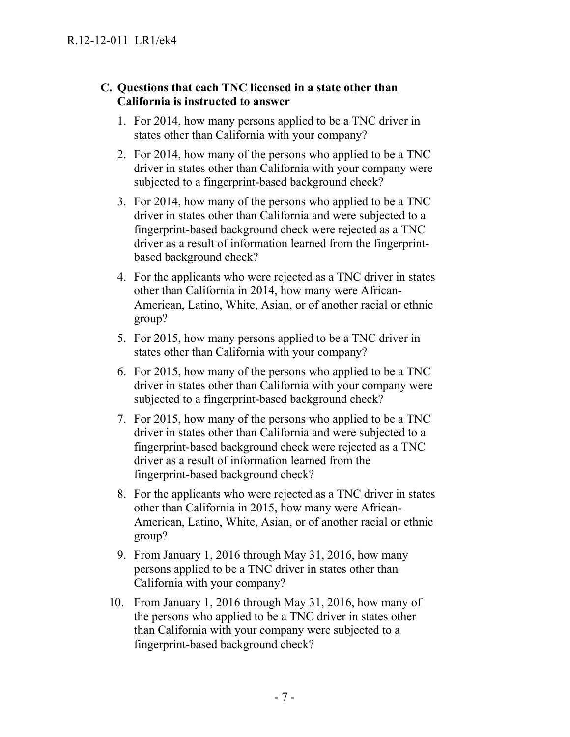### C. Questions that each TNC licensed in a state other than California is instructed to answer

1. For 2014, how many persons applied to be a TNC driver in states other than California with your company?
2. For 2014, how many of the persons who applied to be a TNC driver in states other than California with your company were subjected to a fingerprint-based background check?
3. For 2014, how many of the persons who applied to be a TNC driver in states other than California and were subjected to a fingerprint-based background check were rejected as a TNC driver as a result of information learned from the fingerprint-based background check?
4. For the applicants who were rejected as a TNC driver in states other than California in 2014, how many were African-American, Latino, White, Asian, or of another racial or ethnic group?
5. For 2015, how many persons applied to be a TNC driver in states other than California with your company?
6. For 2015, how many of the persons who applied to be a TNC driver in states other than California with your company were subjected to a fingerprint-based background check?
7. For 2015, how many of the persons who applied to be a TNC driver in states other than California and were subjected to a fingerprint-based background check were rejected as a TNC driver as a result of information learned from the fingerprint-based background check?
8. For the applicants who were rejected as a TNC driver in states other than California in 2015, how many were African-American, Latino, White, Asian, or of another racial or ethnic group?
9. From January 1, 2016 through May 31, 2016, how many persons applied to be a TNC driver in states other than California with your company?
10. From January 1, 2016 through May 31, 2016, how many of the persons who applied to be a TNC driver in states other than California with your company were subjected to a fingerprint-based background check?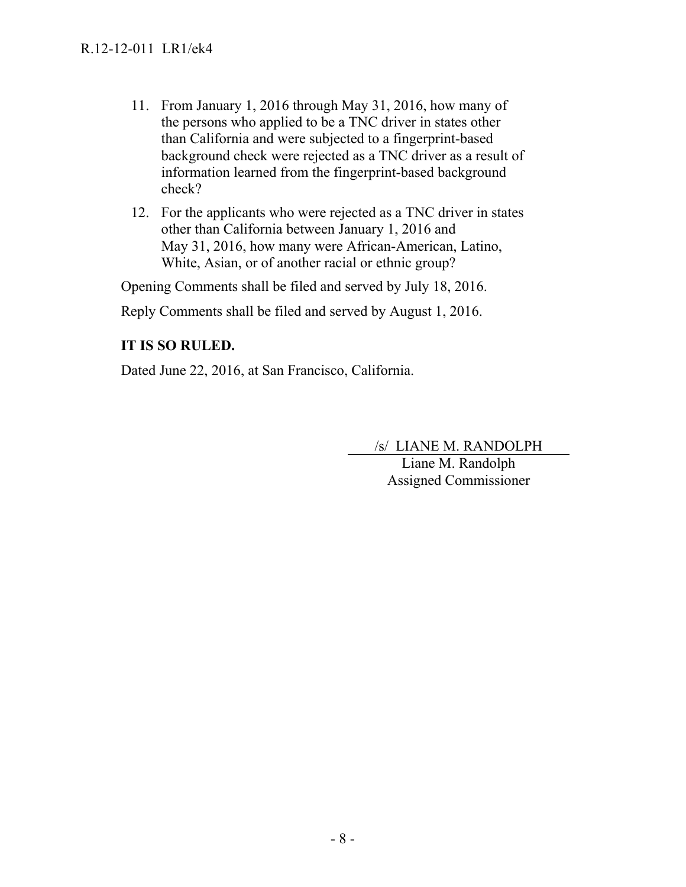11. From January 1, 2016 through May 31, 2016, how many of the persons who applied to be a TNC driver in states other than California and were subjected to a fingerprint-based background check were rejected as a TNC driver as a result of information learned from the fingerprint-based background check?

12. For the applicants who were rejected as a TNC driver in states other than California between January 1, 2016 and May 31, 2016, how many were African-American, Latino, White, Asian, or of another racial or ethnic group?

Opening Comments shall be filed and served by July 18, 2016.

Reply Comments shall be filed and served by August 1, 2016.

**IT IS SO RULED.**

Dated June 22, 2016, at San Francisco, California.

/s/ LIANE M. RANDOLPH
Liane M. Randolph
Assigned Commissioner